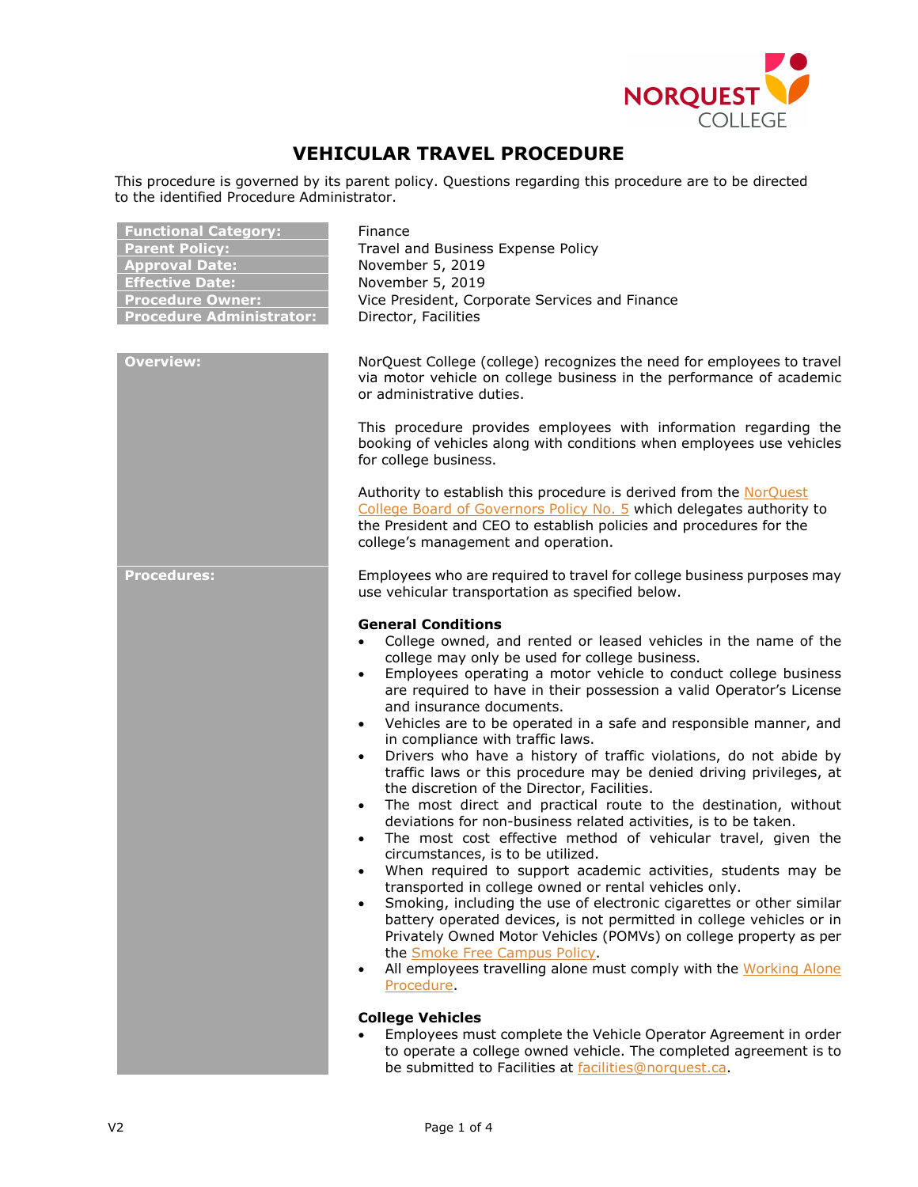# VEHICULAR TRAVEL PROCEDURE

This procedure is governed by its parent policy. Questions regarding this procedure are to be directed to the identified Procedure Administrator.

| | |
|---|---|
| **Functional Category:** | Finance |
| **Parent Policy:** | Travel and Business Expense Policy |
| **Approval Date:** | November 5, 2019 |
| **Effective Date:** | November 5, 2019 |
| **Procedure Owner:** | Vice President, Corporate Services and Finance |
| **Procedure Administrator:** | Director, Facilities |

## Overview:

NorQuest College (college) recognizes the need for employees to travel via motor vehicle on college business in the performance of academic or administrative duties.

This procedure provides employees with information regarding the booking of vehicles along with conditions when employees use vehicles for college business.

Authority to establish this procedure is derived from the NorQuest College Board of Governors Policy No. 5 which delegates authority to the President and CEO to establish policies and procedures for the college's management and operation.

## Procedures:

Employees who are required to travel for college business purposes may use vehicular transportation as specified below.

**General Conditions**

- College owned, and rented or leased vehicles in the name of the college may only be used for college business.
- Employees operating a motor vehicle to conduct college business are required to have in their possession a valid Operator's License and insurance documents.
- Vehicles are to be operated in a safe and responsible manner, and in compliance with traffic laws.
- Drivers who have a history of traffic violations, do not abide by traffic laws or this procedure may be denied driving privileges, at the discretion of the Director, Facilities.
- The most direct and practical route to the destination, without deviations for non-business related activities, is to be taken.
- The most cost effective method of vehicular travel, given the circumstances, is to be utilized.
- When required to support academic activities, students may be transported in college owned or rental vehicles only.
- Smoking, including the use of electronic cigarettes or other similar battery operated devices, is not permitted in college vehicles or in Privately Owned Motor Vehicles (POMVs) on college property as per the Smoke Free Campus Policy.
- All employees travelling alone must comply with the Working Alone Procedure.

**College Vehicles**

- Employees must complete the Vehicle Operator Agreement in order to operate a college owned vehicle. The completed agreement is to be submitted to Facilities at facilities@norquest.ca.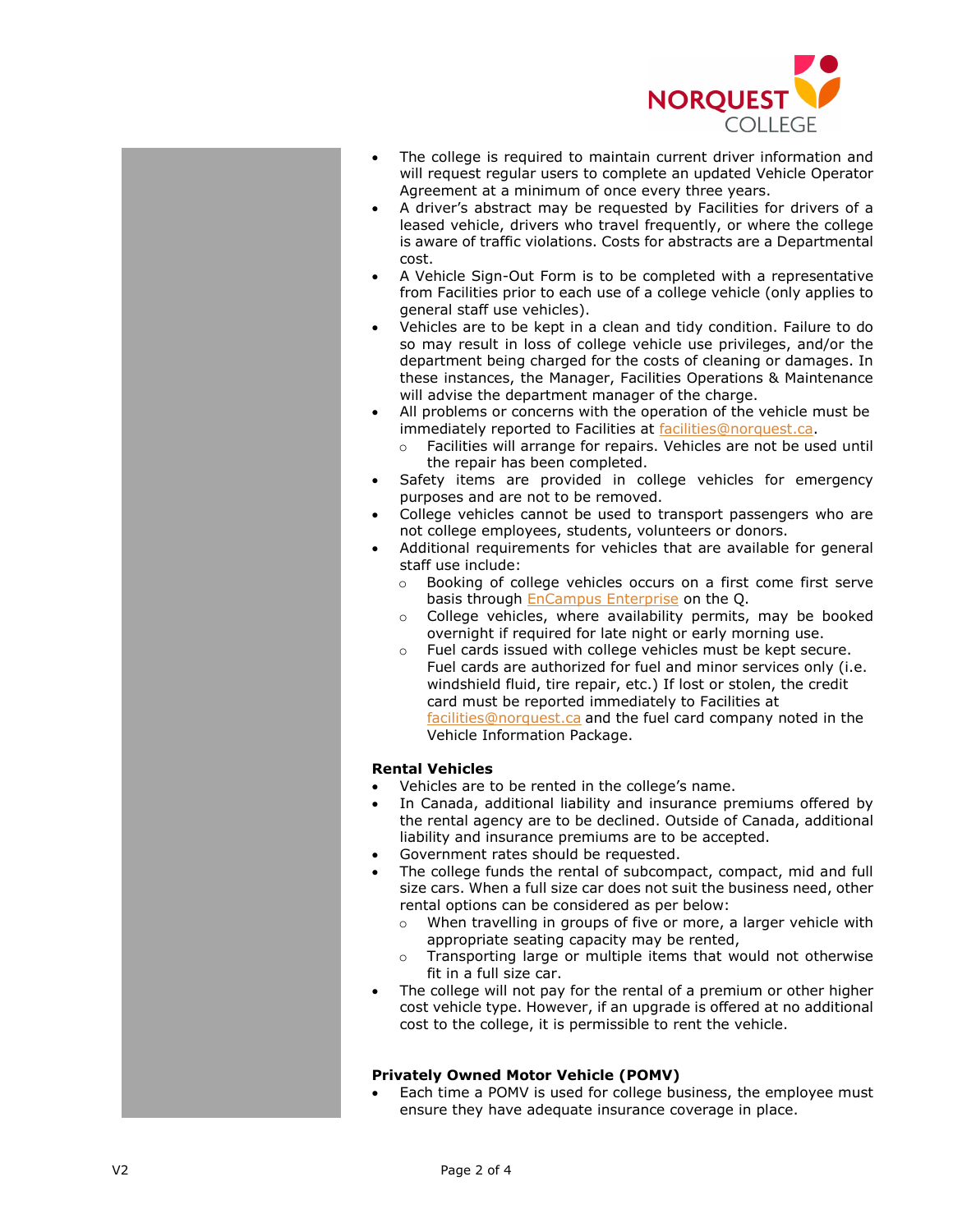- The college is required to maintain current driver information and will request regular users to complete an updated Vehicle Operator Agreement at a minimum of once every three years.
- A driver's abstract may be requested by Facilities for drivers of a leased vehicle, drivers who travel frequently, or where the college is aware of traffic violations. Costs for abstracts are a Departmental cost.
- A Vehicle Sign-Out Form is to be completed with a representative from Facilities prior to each use of a college vehicle (only applies to general staff use vehicles).
- Vehicles are to be kept in a clean and tidy condition. Failure to do so may result in loss of college vehicle use privileges, and/or the department being charged for the costs of cleaning or damages. In these instances, the Manager, Facilities Operations & Maintenance will advise the department manager of the charge.
- All problems or concerns with the operation of the vehicle must be immediately reported to Facilities at facilities@norquest.ca.
  - Facilities will arrange for repairs. Vehicles are not be used until the repair has been completed.
- Safety items are provided in college vehicles for emergency purposes and are not to be removed.
- College vehicles cannot be used to transport passengers who are not college employees, students, volunteers or donors.
- Additional requirements for vehicles that are available for general staff use include:
  - Booking of college vehicles occurs on a first come first serve basis through EnCampus Enterprise on the Q.
  - College vehicles, where availability permits, may be booked overnight if required for late night or early morning use.
  - Fuel cards issued with college vehicles must be kept secure. Fuel cards are authorized for fuel and minor services only (i.e. windshield fluid, tire repair, etc.) If lost or stolen, the credit card must be reported immediately to Facilities at facilities@norquest.ca and the fuel card company noted in the Vehicle Information Package.

**Rental Vehicles**

- Vehicles are to be rented in the college's name.
- In Canada, additional liability and insurance premiums offered by the rental agency are to be declined. Outside of Canada, additional liability and insurance premiums are to be accepted.
- Government rates should be requested.
- The college funds the rental of subcompact, compact, mid and full size cars. When a full size car does not suit the business need, other rental options can be considered as per below:
  - When travelling in groups of five or more, a larger vehicle with appropriate seating capacity may be rented,
  - Transporting large or multiple items that would not otherwise fit in a full size car.
- The college will not pay for the rental of a premium or other higher cost vehicle type. However, if an upgrade is offered at no additional cost to the college, it is permissible to rent the vehicle.

**Privately Owned Motor Vehicle (POMV)**

- Each time a POMV is used for college business, the employee must ensure they have adequate insurance coverage in place.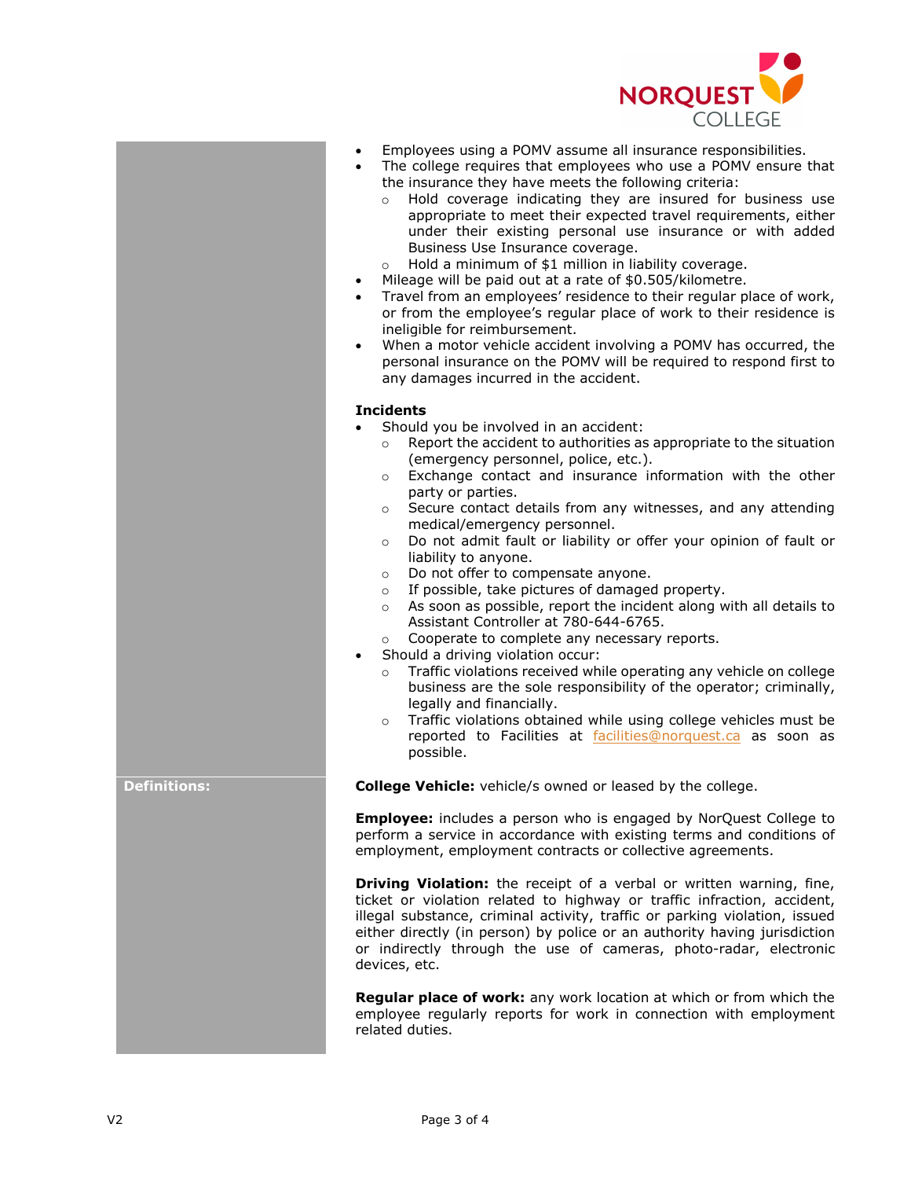- Employees using a POMV assume all insurance responsibilities.
- The college requires that employees who use a POMV ensure that the insurance they have meets the following criteria:
  - Hold coverage indicating they are insured for business use appropriate to meet their expected travel requirements, either under their existing personal use insurance or with added Business Use Insurance coverage.
  - Hold a minimum of $1 million in liability coverage.
- Mileage will be paid out at a rate of $0.505/kilometre.
- Travel from an employees' residence to their regular place of work, or from the employee's regular place of work to their residence is ineligible for reimbursement.
- When a motor vehicle accident involving a POMV has occurred, the personal insurance on the POMV will be required to respond first to any damages incurred in the accident.

**Incidents**

- Should you be involved in an accident:
  - Report the accident to authorities as appropriate to the situation (emergency personnel, police, etc.).
  - Exchange contact and insurance information with the other party or parties.
  - Secure contact details from any witnesses, and any attending medical/emergency personnel.
  - Do not admit fault or liability or offer your opinion of fault or liability to anyone.
  - Do not offer to compensate anyone.
  - If possible, take pictures of damaged property.
  - As soon as possible, report the incident along with all details to Assistant Controller at 780-644-6765.
  - Cooperate to complete any necessary reports.
- Should a driving violation occur:
  - Traffic violations received while operating any vehicle on college business are the sole responsibility of the operator; criminally, legally and financially.
  - Traffic violations obtained while using college vehicles must be reported to Facilities at facilities@norquest.ca as soon as possible.

**Definitions:**

**College Vehicle:** vehicle/s owned or leased by the college.

**Employee:** includes a person who is engaged by NorQuest College to perform a service in accordance with existing terms and conditions of employment, employment contracts or collective agreements.

**Driving Violation:** the receipt of a verbal or written warning, fine, ticket or violation related to highway or traffic infraction, accident, illegal substance, criminal activity, traffic or parking violation, issued either directly (in person) by police or an authority having jurisdiction or indirectly through the use of cameras, photo-radar, electronic devices, etc.

**Regular place of work:** any work location at which or from which the employee regularly reports for work in connection with employment related duties.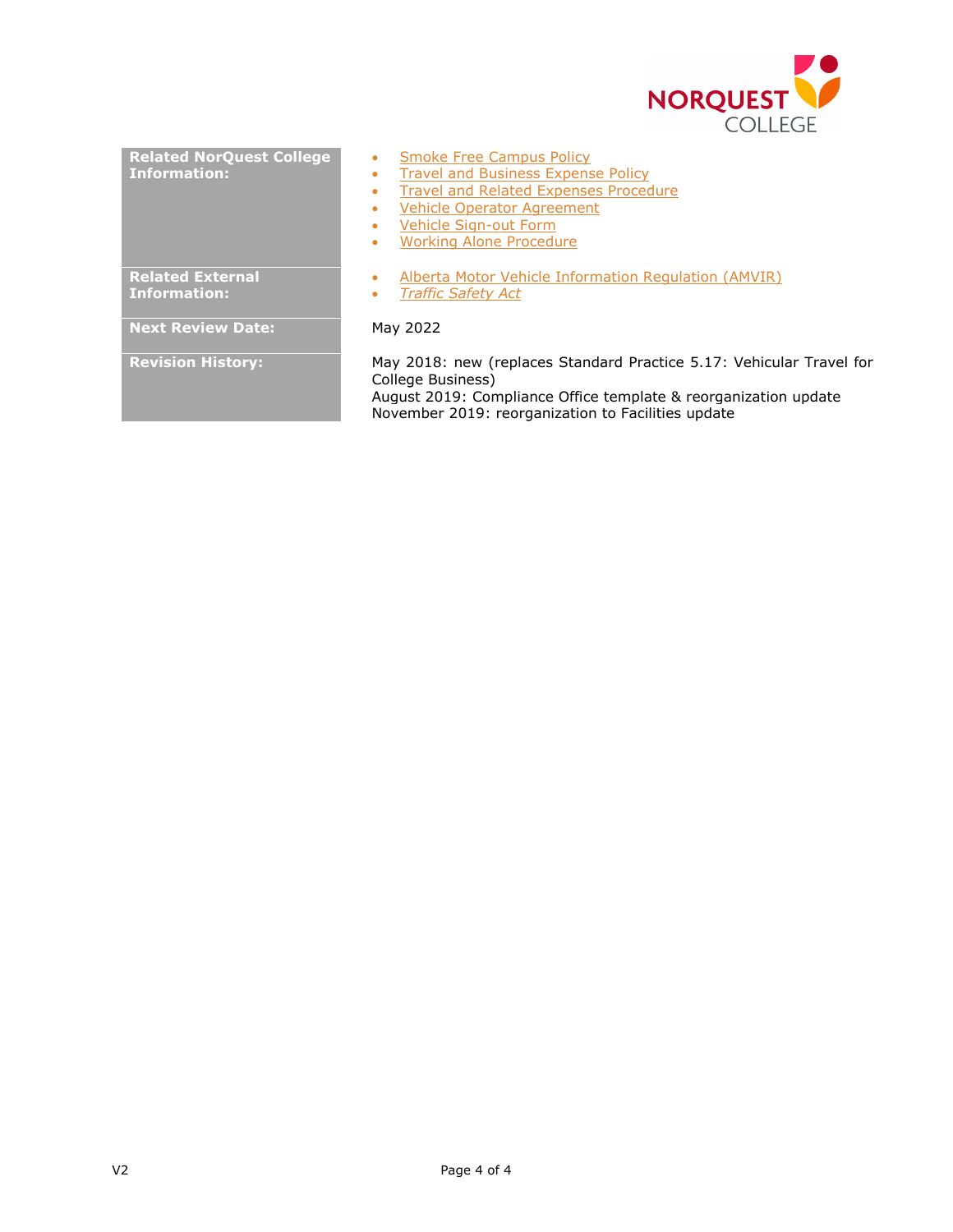| | |
|---|---|
| **Related NorQuest College Information:** | • Smoke Free Campus Policy<br>• Travel and Business Expense Policy<br>• Travel and Related Expenses Procedure<br>• Vehicle Operator Agreement<br>• Vehicle Sign-out Form<br>• Working Alone Procedure |
| **Related External Information:** | • Alberta Motor Vehicle Information Regulation (AMVIR)<br>• *Traffic Safety Act* |
| **Next Review Date:** | May 2022 |
| **Revision History:** | May 2018: new (replaces Standard Practice 5.17: Vehicular Travel for College Business)<br>August 2019: Compliance Office template & reorganization update<br>November 2019: reorganization to Facilities update |